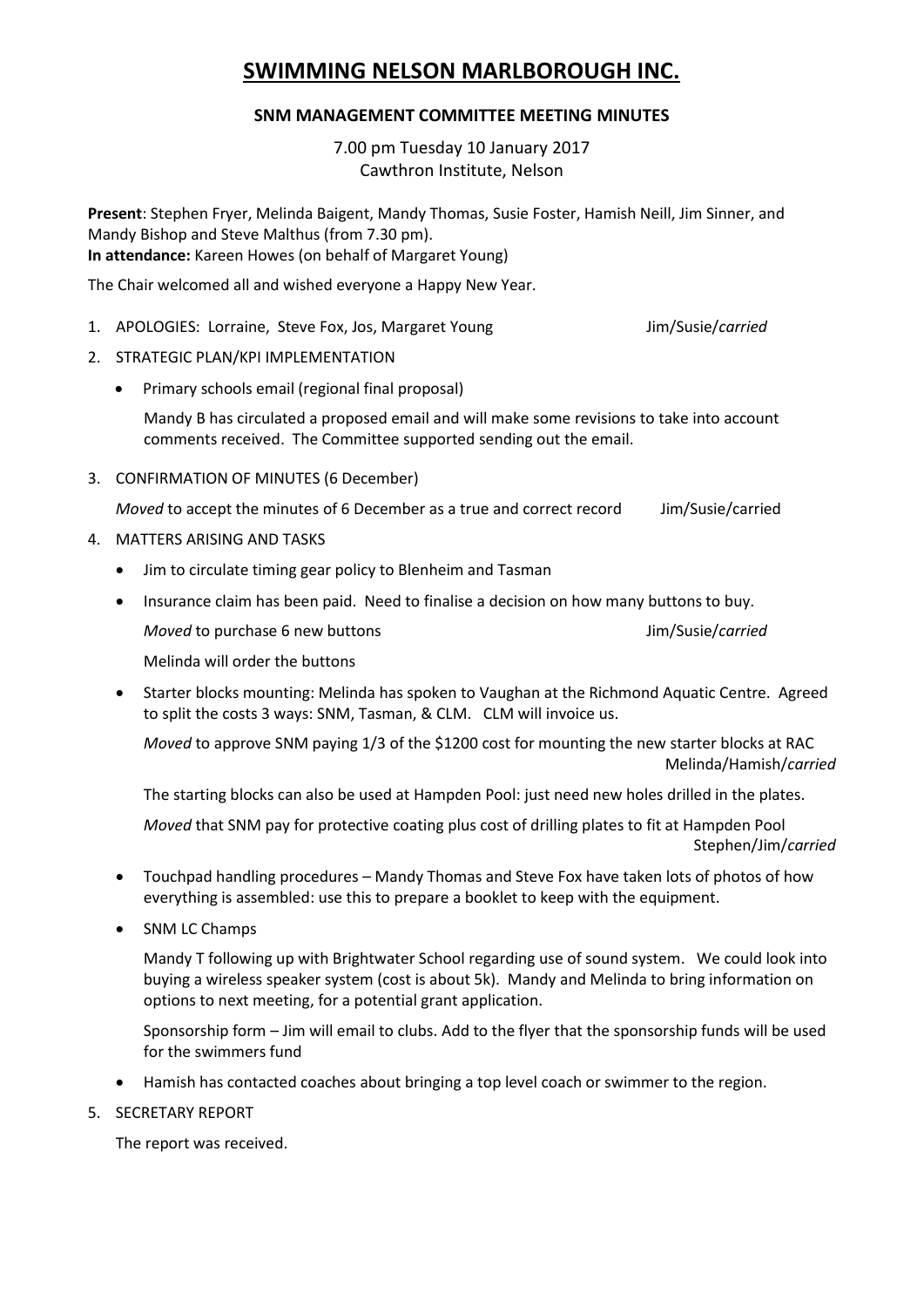# SWIMMING NELSON MARLBOROUGH INC.

## SNM MANAGEMENT COMMITTEE MEETING MINUTES

7.00 pm Tuesday 10 January 2017
Cawthron Institute, Nelson

**Present**: Stephen Fryer, Melinda Baigent, Mandy Thomas, Susie Foster, Hamish Neill, Jim Sinner, and Mandy Bishop and Steve Malthus (from 7.30 pm).
**In attendance:** Kareen Howes (on behalf of Margaret Young)

The Chair welcomed all and wished everyone a Happy New Year.

1. APOLOGIES: Lorraine, Steve Fox, Jos, Margaret Young Jim/Susie/*carried*

2. STRATEGIC PLAN/KPI IMPLEMENTATION

   - Primary schools email (regional final proposal)

     Mandy B has circulated a proposed email and will make some revisions to take into account comments received. The Committee supported sending out the email.

3. CONFIRMATION OF MINUTES (6 December)

   *Moved* to accept the minutes of 6 December as a true and correct record Jim/Susie/carried

4. MATTERS ARISING AND TASKS

   - Jim to circulate timing gear policy to Blenheim and Tasman
   - Insurance claim has been paid. Need to finalise a decision on how many buttons to buy.

     *Moved* to purchase 6 new buttons Jim/Susie/*carried*

     Melinda will order the buttons

   - Starter blocks mounting: Melinda has spoken to Vaughan at the Richmond Aquatic Centre. Agreed to split the costs 3 ways: SNM, Tasman, & CLM. CLM will invoice us.

     *Moved* to approve SNM paying 1/3 of the $1200 cost for mounting the new starter blocks at RAC Melinda/Hamish/*carried*

     The starting blocks can also be used at Hampden Pool: just need new holes drilled in the plates.

     *Moved* that SNM pay for protective coating plus cost of drilling plates to fit at Hampden Pool Stephen/Jim/*carried*

   - Touchpad handling procedures – Mandy Thomas and Steve Fox have taken lots of photos of how everything is assembled: use this to prepare a booklet to keep with the equipment.
   - SNM LC Champs

     Mandy T following up with Brightwater School regarding use of sound system. We could look into buying a wireless speaker system (cost is about 5k). Mandy and Melinda to bring information on options to next meeting, for a potential grant application.

     Sponsorship form – Jim will email to clubs. Add to the flyer that the sponsorship funds will be used for the swimmers fund

   - Hamish has contacted coaches about bringing a top level coach or swimmer to the region.

5. SECRETARY REPORT

   The report was received.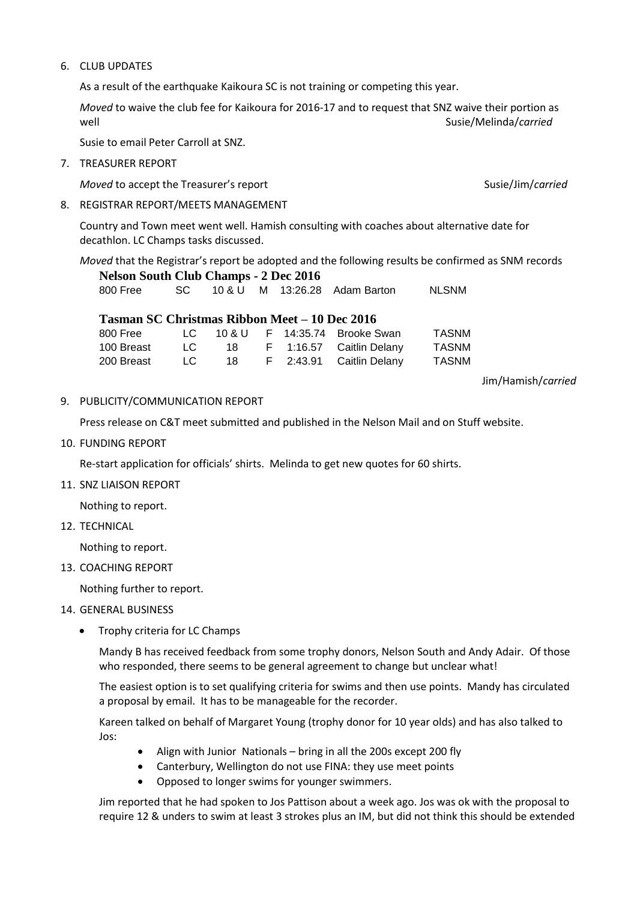6. CLUB UPDATES

   As a result of the earthquake Kaikoura SC is not training or competing this year.

   *Moved* to waive the club fee for Kaikoura for 2016-17 and to request that SNZ waive their portion as well Susie/Melinda/*carried*

   Susie to email Peter Carroll at SNZ.

7. TREASURER REPORT

   *Moved* to accept the Treasurer's report Susie/Jim/*carried*

8. REGISTRAR REPORT/MEETS MANAGEMENT

   Country and Town meet went well. Hamish consulting with coaches about alternative date for decathlon. LC Champs tasks discussed.

   *Moved* that the Registrar's report be adopted and the following results be confirmed as SNM records

   **Nelson South Club Champs - 2 Dec 2016**

   | | | | | | | |
   |---|---|---|---|---|---|---|
   | 800 Free | SC | 10 & U | M | 13:26.28 | Adam Barton | NLSNM |

   **Tasman SC Christmas Ribbon Meet – 10 Dec 2016**

   | | | | | | | |
   |---|---|---|---|---|---|---|
   | 800 Free | LC | 10 & U | F | 14:35.74 | Brooke Swan | TASNM |
   | 100 Breast | LC | 18 | F | 1:16.57 | Caitlin Delany | TASNM |
   | 200 Breast | LC | 18 | F | 2:43.91 | Caitlin Delany | TASNM |

   Jim/Hamish/*carried*

9. PUBLICITY/COMMUNICATION REPORT

   Press release on C&T meet submitted and published in the Nelson Mail and on Stuff website.

10. FUNDING REPORT

    Re-start application for officials' shirts. Melinda to get new quotes for 60 shirts.

11. SNZ LIAISON REPORT

    Nothing to report.

12. TECHNICAL

    Nothing to report.

13. COACHING REPORT

    Nothing further to report.

14. GENERAL BUSINESS

    - Trophy criteria for LC Champs

      Mandy B has received feedback from some trophy donors, Nelson South and Andy Adair. Of those who responded, there seems to be general agreement to change but unclear what!

      The easiest option is to set qualifying criteria for swims and then use points. Mandy has circulated a proposal by email. It has to be manageable for the recorder.

      Kareen talked on behalf of Margaret Young (trophy donor for 10 year olds) and has also talked to Jos:

      - Align with Junior Nationals – bring in all the 200s except 200 fly
      - Canterbury, Wellington do not use FINA: they use meet points
      - Opposed to longer swims for younger swimmers.

      Jim reported that he had spoken to Jos Pattison about a week ago. Jos was ok with the proposal to require 12 & unders to swim at least 3 strokes plus an IM, but did not think this should be extended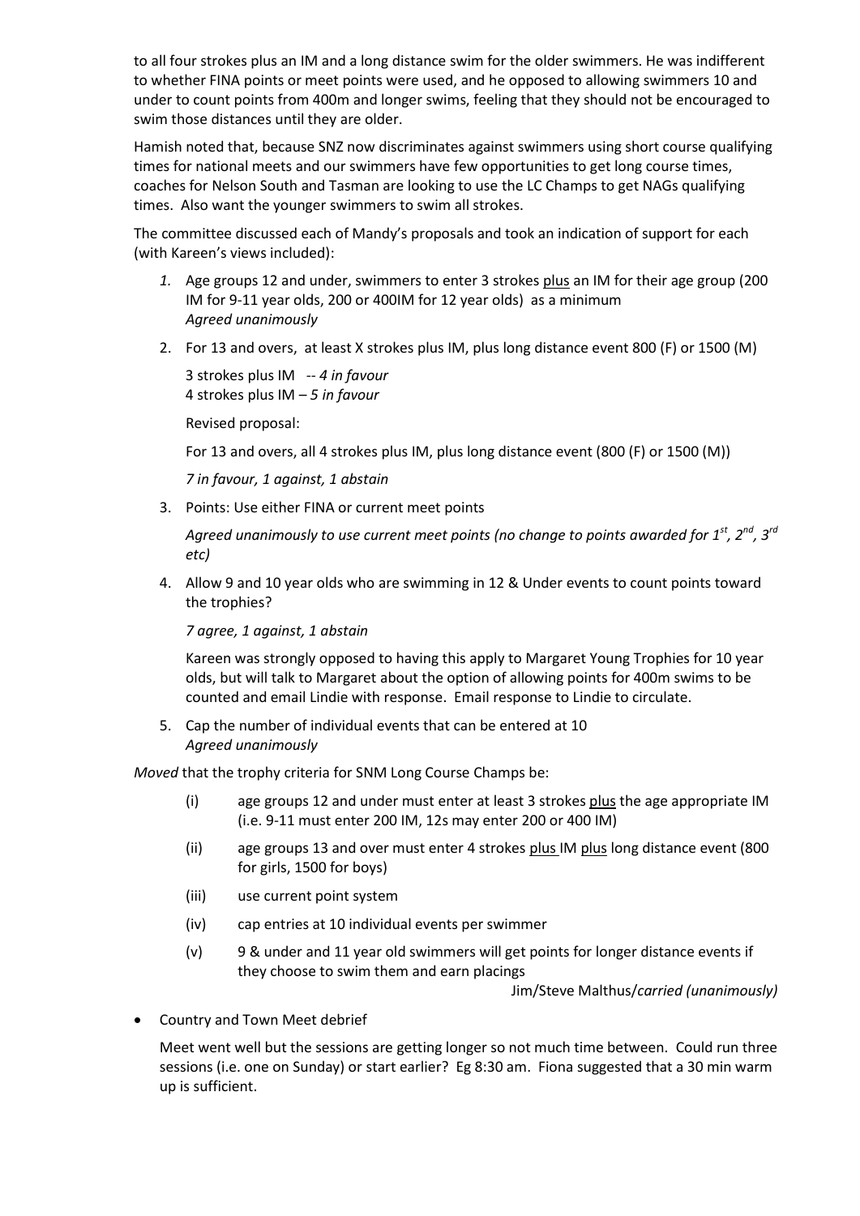to all four strokes plus an IM and a long distance swim for the older swimmers. He was indifferent to whether FINA points or meet points were used, and he opposed to allowing swimmers 10 and under to count points from 400m and longer swims, feeling that they should not be encouraged to swim those distances until they are older.

Hamish noted that, because SNZ now discriminates against swimmers using short course qualifying times for national meets and our swimmers have few opportunities to get long course times, coaches for Nelson South and Tasman are looking to use the LC Champs to get NAGs qualifying times. Also want the younger swimmers to swim all strokes.

The committee discussed each of Mandy's proposals and took an indication of support for each (with Kareen's views included):

1. Age groups 12 and under, swimmers to enter 3 strokes plus an IM for their age group (200 IM for 9-11 year olds, 200 or 400IM for 12 year olds) as a minimum
   *Agreed unanimously*
2. For 13 and overs, at least X strokes plus IM, plus long distance event 800 (F) or 1500 (M)

   3 strokes plus IM -- *4 in favour*
   4 strokes plus IM – *5 in favour*

   Revised proposal:

   For 13 and overs, all 4 strokes plus IM, plus long distance event (800 (F) or 1500 (M))

   *7 in favour, 1 against, 1 abstain*
3. Points: Use either FINA or current meet points

   *Agreed unanimously to use current meet points (no change to points awarded for 1st, 2nd, 3rd etc)*
4. Allow 9 and 10 year olds who are swimming in 12 & Under events to count points toward the trophies?

   *7 agree, 1 against, 1 abstain*

   Kareen was strongly opposed to having this apply to Margaret Young Trophies for 10 year olds, but will talk to Margaret about the option of allowing points for 400m swims to be counted and email Lindie with response. Email response to Lindie to circulate.
5. Cap the number of individual events that can be entered at 10
   *Agreed unanimously*

*Moved* that the trophy criteria for SNM Long Course Champs be:

- (i) age groups 12 and under must enter at least 3 strokes plus the age appropriate IM (i.e. 9-11 must enter 200 IM, 12s may enter 200 or 400 IM)
- (ii) age groups 13 and over must enter 4 strokes plus IM plus long distance event (800 for girls, 1500 for boys)
- (iii) use current point system
- (iv) cap entries at 10 individual events per swimmer
- (v) 9 & under and 11 year old swimmers will get points for longer distance events if they choose to swim them and earn placings

Jim/Steve Malthus/*carried (unanimously)*

- Country and Town Meet debrief

  Meet went well but the sessions are getting longer so not much time between. Could run three sessions (i.e. one on Sunday) or start earlier? Eg 8:30 am. Fiona suggested that a 30 min warm up is sufficient.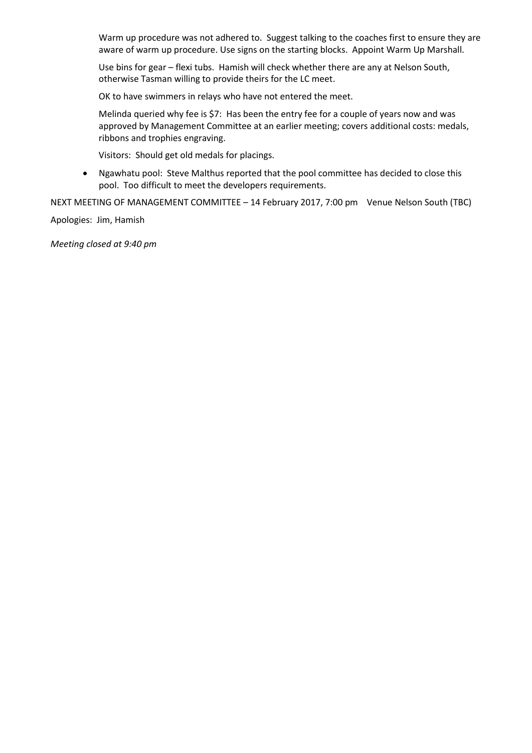Warm up procedure was not adhered to. Suggest talking to the coaches first to ensure they are aware of warm up procedure. Use signs on the starting blocks. Appoint Warm Up Marshall.

Use bins for gear – flexi tubs. Hamish will check whether there are any at Nelson South, otherwise Tasman willing to provide theirs for the LC meet.

OK to have swimmers in relays who have not entered the meet.

Melinda queried why fee is $7: Has been the entry fee for a couple of years now and was approved by Management Committee at an earlier meeting; covers additional costs: medals, ribbons and trophies engraving.

Visitors: Should get old medals for placings.

- Ngawhatu pool: Steve Malthus reported that the pool committee has decided to close this pool. Too difficult to meet the developers requirements.

NEXT MEETING OF MANAGEMENT COMMITTEE – 14 February 2017, 7:00 pm Venue Nelson South (TBC)

Apologies: Jim, Hamish

*Meeting closed at 9:40 pm*